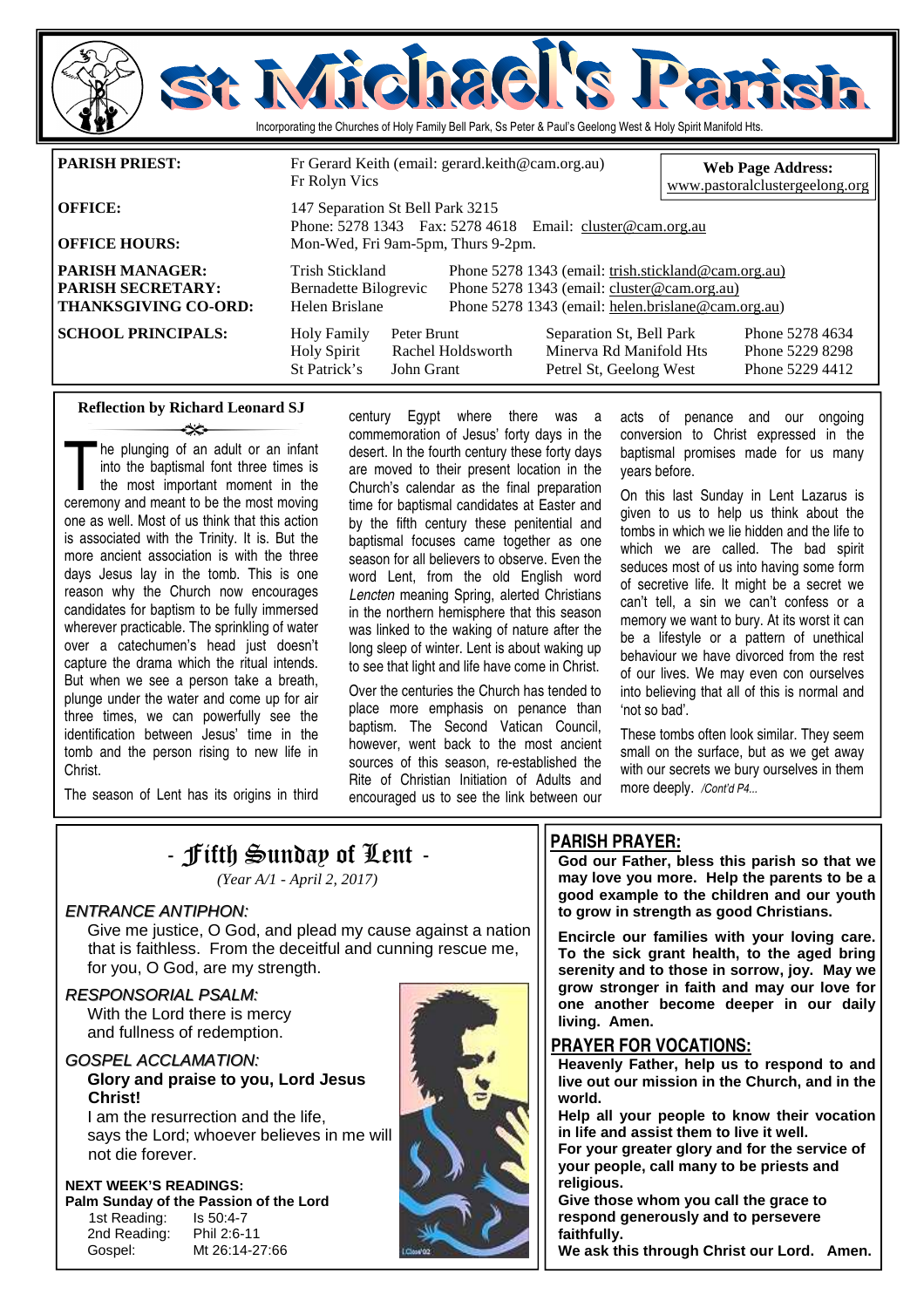# St Michael's Parish

Incorporating the Churches of Holy Family Bell Park, Ss Peter & Paul's Geelong West & Holy Spirit Manifold Hts.

| | | |
|---|---|---|
| **PARISH PRIEST:** | Fr Gerard Keith (email: gerard.keith@cam.org.au) Fr Rolyn Vics | **Web Page Address:** www.pastoralclustergeelong.org |
| **OFFICE:** | 147 Separation St Bell Park 3215 Phone: 5278 1343 Fax: 5278 4618 Email: cluster@cam.org.au | |
| **OFFICE HOURS:** | Mon-Wed, Fri 9am-5pm, Thurs 9-2pm. | |
| **PARISH MANAGER:** | Trish Stickland | Phone 5278 1343 (email: trish.stickland@cam.org.au) |
| **PARISH SECRETARY:** | Bernadette Bilogrevic | Phone 5278 1343 (email: cluster@cam.org.au) |
| **THANKSGIVING CO-ORD:** | Helen Brislane | Phone 5278 1343 (email: helen.brislane@cam.org.au) |

| **SCHOOL PRINCIPALS:** | | | |
|---|---|---|---|
| Holy Family | Peter Brunt | Separation St, Bell Park | Phone 5278 4634 |
| Holy Spirit | Rachel Holdsworth | Minerva Rd Manifold Hts | Phone 5229 8298 |
| St Patrick's | John Grant | Petrel St, Geelong West | Phone 5229 4412 |

### Reflection by Richard Leonard SJ

The plunging of an adult or an infant into the baptismal font three times is the most important moment in the ceremony and meant to be the most moving one as well. Most of us think that this action is associated with the Trinity. It is. But the more ancient association is with the three days Jesus lay in the tomb. This is one reason why the Church now encourages candidates for baptism to be fully immersed wherever practicable. The sprinkling of water over a catechumen's head just doesn't capture the drama which the ritual intends. But when we see a person take a breath, plunge under the water and come up for air three times, we can powerfully see the identification between Jesus' time in the tomb and the person rising to new life in Christ.

The season of Lent has its origins in third century Egypt where there was a commemoration of Jesus' forty days in the desert. In the fourth century these forty days are moved to their present location in the Church's calendar as the final preparation time for baptismal candidates at Easter and by the fifth century these penitential and baptismal focuses came together as one season for all believers to observe. Even the word Lent, from the old English word *Lencten* meaning Spring, alerted Christians in the northern hemisphere that this season was linked to the waking of nature after the long sleep of winter. Lent is about waking up to see that light and life have come in Christ.

Over the centuries the Church has tended to place more emphasis on penance than baptism. The Second Vatican Council, however, went back to the most ancient sources of this season, re-established the Rite of Christian Initiation of Adults and encouraged us to see the link between our acts of penance and our ongoing conversion to Christ expressed in the baptismal promises made for us many years before.

On this last Sunday in Lent Lazarus is given to us to help us think about the tombs in which we lie hidden and the life to which we are called. The bad spirit seduces most of us into having some form of secretive life. It might be a secret we can't tell, a sin we can't confess or a memory we want to bury. At its worst it can be a lifestyle or a pattern of unethical behaviour we have divorced from the rest of our lives. We may even con ourselves into believing that all of this is normal and 'not so bad'.

These tombs often look similar. They seem small on the surface, but as we get away with our secrets we bury ourselves in them more deeply. */Cont'd P4...*

## - Fifth Sunday of Lent -

*(Year A/1 - April 2, 2017)*

*ENTRANCE ANTIPHON:*

Give me justice, O God, and plead my cause against a nation that is faithless. From the deceitful and cunning rescue me, for you, O God, are my strength.

*RESPONSORIAL PSALM:*

With the Lord there is mercy
and fullness of redemption.

*GOSPEL ACCLAMATION:*

**Glory and praise to you, Lord Jesus Christ!**
I am the resurrection and the life,
says the Lord; whoever believes in me will not die forever.

**NEXT WEEK'S READINGS:**
**Palm Sunday of the Passion of the Lord**

| | |
|---|---|
| 1st Reading: | Is 50:4-7 |
| 2nd Reading: | Phil 2:6-11 |
| Gospel: | Mt 26:14-27:66 |

## PARISH PRAYER:

**God our Father, bless this parish so that we may love you more. Help the parents to be a good example to the children and our youth to grow in strength as good Christians.**

**Encircle our families with your loving care. To the sick grant health, to the aged bring serenity and to those in sorrow, joy. May we grow stronger in faith and may our love for one another become deeper in our daily living. Amen.**

## PRAYER FOR VOCATIONS:

**Heavenly Father, help us to respond to and live out our mission in the Church, and in the world.**
**Help all your people to know their vocation in life and assist them to live it well.**
**For your greater glory and for the service of your people, call many to be priests and religious.**
**Give those whom you call the grace to respond generously and to persevere faithfully.**
**We ask this through Christ our Lord. Amen.**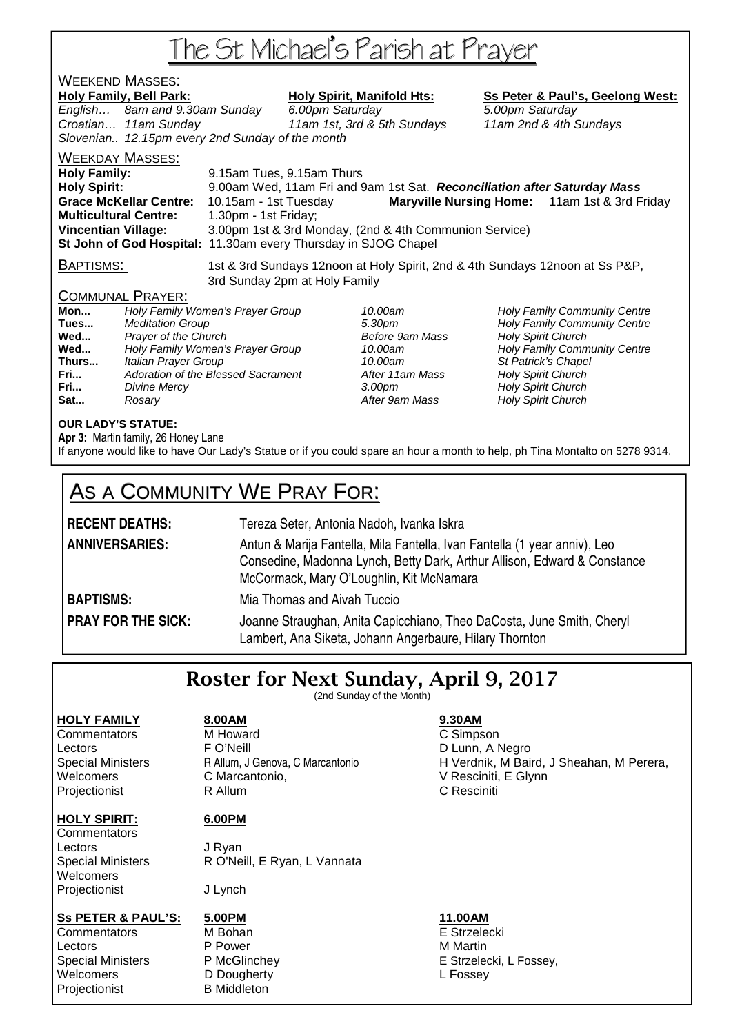# The St Michael's Parish at Prayer

## WEEKEND MASSES:

| Holy Family, Bell Park: | Holy Spirit, Manifold Hts: | Ss Peter & Paul's, Geelong West: |
|---|---|---|
| *English… 8am and 9.30am Sunday* | *6.00pm Saturday* | *5.00pm Saturday* |
| *Croatian… 11am Sunday* | *11am 1st, 3rd & 5th Sundays* | *11am 2nd & 4th Sundays* |
| *Slovenian.. 12.15pm every 2nd Sunday of the month* | | |

## WEEKDAY MASSES:

**Holy Family:** 9.15am Tues, 9.15am Thurs
**Holy Spirit:** 9.00am Wed, 11am Fri and 9am 1st Sat. ***Reconciliation after Saturday Mass***
**Grace McKellar Centre:** 10.15am - 1st Tuesday **Maryville Nursing Home:** 11am 1st & 3rd Friday
**Multicultural Centre:** 1.30pm - 1st Friday;
**Vincentian Village:** 3.00pm 1st & 3rd Monday, (2nd & 4th Communion Service)
**St John of God Hospital:** 11.30am every Thursday in SJOG Chapel

## BAPTISMS:

1st & 3rd Sundays 12noon at Holy Spirit, 2nd & 4th Sundays 12noon at Ss P&P, 3rd Sunday 2pm at Holy Family

## COMMUNAL PRAYER:

| | | | |
|---|---|---|---|
| **Mon...** | *Holy Family Women's Prayer Group* | *10.00am* | *Holy Family Community Centre* |
| **Tues...** | *Meditation Group* | *5.30pm* | *Holy Family Community Centre* |
| **Wed...** | *Prayer of the Church* | *Before 9am Mass* | *Holy Spirit Church* |
| **Wed...** | *Holy Family Women's Prayer Group* | *10.00am* | *Holy Family Community Centre* |
| **Thurs...** | *Italian Prayer Group* | *10.00am* | *St Patrick's Chapel* |
| **Fri...** | *Adoration of the Blessed Sacrament* | *After 11am Mass* | *Holy Spirit Church* |
| **Fri...** | *Divine Mercy* | *3.00pm* | *Holy Spirit Church* |
| **Sat...** | *Rosary* | *After 9am Mass* | *Holy Spirit Church* |

**OUR LADY'S STATUE:**
**Apr 3:** Martin family, 26 Honey Lane
If anyone would like to have Our Lady's Statue or if you could spare an hour a month to help, ph Tina Montalto on 5278 9314.

# AS A COMMUNITY WE PRAY FOR:

| | |
|---|---|
| **RECENT DEATHS:** | Tereza Seter, Antonia Nadoh, Ivanka Iskra |
| **ANNIVERSARIES:** | Antun & Marija Fantella, Mila Fantella, Ivan Fantella (1 year anniv), Leo Consedine, Madonna Lynch, Betty Dark, Arthur Allison, Edward & Constance McCormack, Mary O'Loughlin, Kit McNamara |
| **BAPTISMS:** | Mia Thomas and Aivah Tuccio |
| **PRAY FOR THE SICK:** | Joanne Straughan, Anita Capicchiano, Theo DaCosta, June Smith, Cheryl Lambert, Ana Siketa, Johann Angerbaure, Hilary Thornton |

# Roster for Next Sunday, April 9, 2017

(2nd Sunday of the Month)

| **HOLY FAMILY** | **8.00AM** | **9.30AM** |
|---|---|---|
| Commentators | M Howard | C Simpson |
| Lectors | F O'Neill | D Lunn, A Negro |
| Special Ministers | R Allum, J Genova, C Marcantonio | H Verdnik, M Baird, J Sheahan, M Perera, |
| Welcomers | C Marcantonio, | V Resciniti, E Glynn |
| Projectionist | R Allum | C Resciniti |

| **HOLY SPIRIT:** | **6.00PM** |
|---|---|
| Commentators | |
| Lectors | J Ryan |
| Special Ministers | R O'Neill, E Ryan, L Vannata |
| Welcomers | |
| Projectionist | J Lynch |

| **Ss PETER & PAUL'S:** | **5.00PM** | **11.00AM** |
|---|---|---|
| Commentators | M Bohan | E Strzelecki |
| Lectors | P Power | M Martin |
| Special Ministers | P McGlinchey | E Strzelecki, L Fossey, |
| Welcomers | D Dougherty | L Fossey |
| Projectionist | B Middleton | |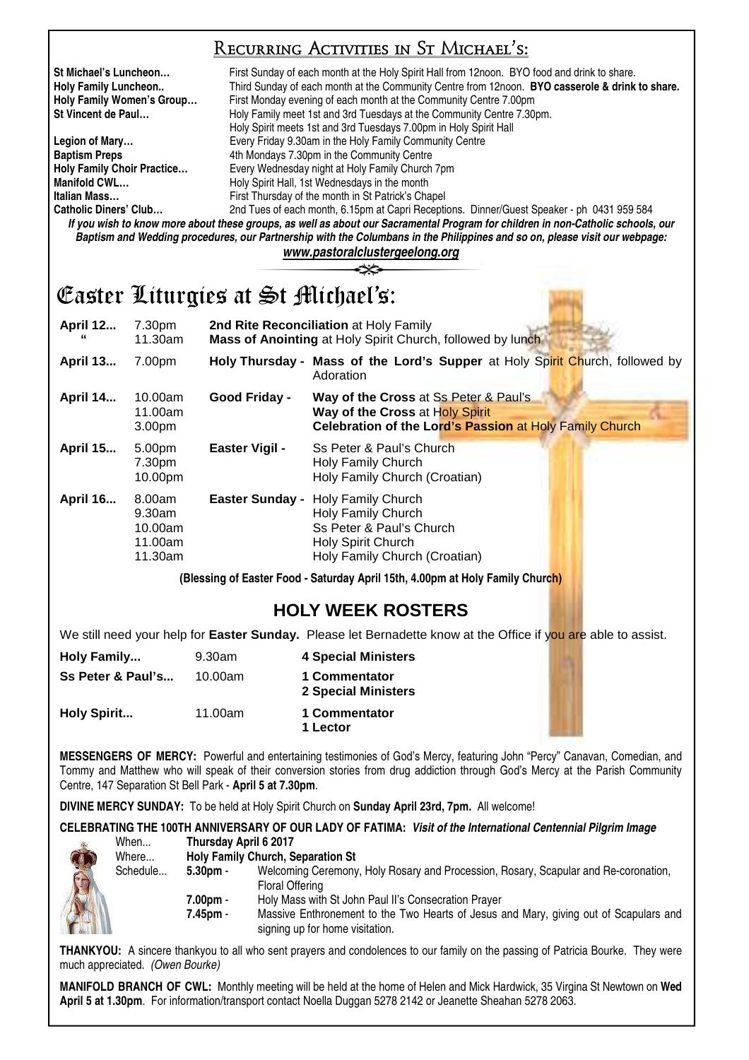## Recurring Activities in St Michael's:

| | |
|---|---|
| **St Michael's Luncheon…** | First Sunday of each month at the Holy Spirit Hall from 12noon. BYO food and drink to share. |
| **Holy Family Luncheon..** | Third Sunday of each month at the Community Centre from 12noon. **BYO casserole & drink to share.** |
| **Holy Family Women's Group…** | First Monday evening of each month at the Community Centre 7.00pm |
| **St Vincent de Paul…** | Holy Family meet 1st and 3rd Tuesdays at the Community Centre 7.30pm. Holy Spirit meets 1st and 3rd Tuesdays 7.00pm in Holy Spirit Hall |
| **Legion of Mary…** | Every Friday 9.30am in the Holy Family Community Centre |
| **Baptism Preps** | 4th Mondays 7.30pm in the Community Centre |
| **Holy Family Choir Practice…** | Every Wednesday night at Holy Family Church 7pm |
| **Manifold CWL…** | Holy Spirit Hall, 1st Wednesdays in the month |
| **Italian Mass…** | First Thursday of the month in St Patrick's Chapel |
| **Catholic Diners' Club…** | 2nd Tues of each month, 6.15pm at Capri Receptions. Dinner/Guest Speaker - ph 0431 959 584 |

***If you wish to know more about these groups, as well as about our Sacramental Program for children in non-Catholic schools, our Baptism and Wedding procedures, our Partnership with the Columbans in the Philippines and so on, please visit our webpage:***

***www.pastoralclustergeelong.org***

# Easter Liturgies at St Michael's:

| | | | |
|---|---|---|---|
| **April 12...** | 7.30pm | **2nd Rite Reconciliation** at Holy Family | |
| " | 11.30am | **Mass of Anointing** at Holy Spirit Church, followed by lunch | |
| **April 13...** | 7.00pm | **Holy Thursday -** | **Mass of the Lord's Supper** at Holy Spirit Church, followed by Adoration |
| **April 14...** | 10.00am | **Good Friday -** | **Way of the Cross** at Ss Peter & Paul's |
| | 11.00am | | **Way of the Cross** at Holy Spirit |
| | 3.00pm | | **Celebration of the Lord's Passion** at Holy Family Church |
| **April 15...** | 5.00pm | **Easter Vigil -** | Ss Peter & Paul's Church |
| | 7.30pm | | Holy Family Church |
| | 10.00pm | | Holy Family Church (Croatian) |
| **April 16...** | 8.00am | **Easter Sunday -** | Holy Family Church |
| | 9.30am | | Holy Family Church |
| | 10.00am | | Ss Peter & Paul's Church |
| | 11.00am | | Holy Spirit Church |
| | 11.30am | | Holy Family Church (Croatian) |

**(Blessing of Easter Food - Saturday April 15th, 4.00pm at Holy Family Church)**

## HOLY WEEK ROSTERS

We still need your help for **Easter Sunday.** Please let Bernadette know at the Office if you are able to assist.

| | | |
|---|---|---|
| **Holy Family...** | 9.30am | **4 Special Ministers** |
| **Ss Peter & Paul's...** | 10.00am | **1 Commentator**<br>**2 Special Ministers** |
| **Holy Spirit...** | 11.00am | **1 Commentator**<br>**1 Lector** |

**MESSENGERS OF MERCY:** Powerful and entertaining testimonies of God's Mercy, featuring John "Percy" Canavan, Comedian, and Tommy and Matthew who will speak of their conversion stories from drug addiction through God's Mercy at the Parish Community Centre, 147 Separation St Bell Park - **April 5 at 7.30pm**.

**DIVINE MERCY SUNDAY:** To be held at Holy Spirit Church on **Sunday April 23rd, 7pm.** All welcome!

**CELEBRATING THE 100TH ANNIVERSARY OF OUR LADY OF FATIMA:** ***Visit of the International Centennial Pilgrim Image***

| | | |
|---|---|---|
| When... | **Thursday April 6 2017** | |
| Where... | **Holy Family Church, Separation St** | |
| Schedule... | **5.30pm -** | Welcoming Ceremony, Holy Rosary and Procession, Rosary, Scapular and Re-coronation, Floral Offering |
| | **7.00pm -** | Holy Mass with St John Paul II's Consecration Prayer |
| | **7.45pm -** | Massive Enthronement to the Two Hearts of Jesus and Mary, giving out of Scapulars and signing up for home visitation. |

**THANKYOU:** A sincere thankyou to all who sent prayers and condolences to our family on the passing of Patricia Bourke. They were much appreciated. *(Owen Bourke)*

**MANIFOLD BRANCH OF CWL:** Monthly meeting will be held at the home of Helen and Mick Hardwick, 35 Virgina St Newtown on **Wed April 5 at 1.30pm**. For information/transport contact Noella Duggan 5278 2142 or Jeanette Sheahan 5278 2063.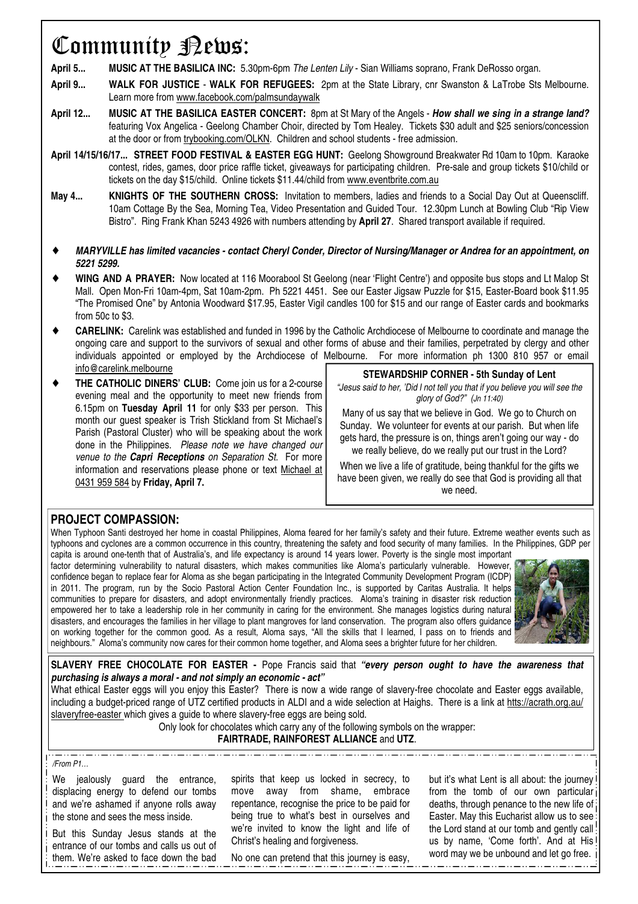# Community News:

**April 5...** **MUSIC AT THE BASILICA INC:** 5.30pm-6pm *The Lenten Lily* - Sian Williams soprano, Frank DeRosso organ.

**April 9...** **WALK FOR JUSTICE** - **WALK FOR REFUGEES:** 2pm at the State Library, cnr Swanston & LaTrobe Sts Melbourne. Learn more from www.facebook.com/palmsundaywalk

**April 12...** **MUSIC AT THE BASILICA EASTER CONCERT:** 8pm at St Mary of the Angels - ***How shall we sing in a strange land?*** featuring Vox Angelica - Geelong Chamber Choir, directed by Tom Healey. Tickets $30 adult and $25 seniors/concession at the door or from trybooking.com/OLKN. Children and school students - free admission.

**April 14/15/16/17...** **STREET FOOD FESTIVAL & EASTER EGG HUNT:** Geelong Showground Breakwater Rd 10am to 10pm. Karaoke contest, rides, games, door price raffle ticket, giveaways for participating children. Pre-sale and group tickets $10/child or tickets on the day $15/child. Online tickets $11.44/child from www.eventbrite.com.au

**May 4...** **KNIGHTS OF THE SOUTHERN CROSS:** Invitation to members, ladies and friends to a Social Day Out at Queenscliff. 10am Cottage By the Sea, Morning Tea, Video Presentation and Guided Tour. 12.30pm Lunch at Bowling Club "Rip View Bistro". Ring Frank Khan 5243 4926 with numbers attending by **April 27**. Shared transport available if required.

- ***MARYVILLE has limited vacancies - contact Cheryl Conder, Director of Nursing/Manager or Andrea for an appointment, on 5221 5299.***
- **WING AND A PRAYER:** Now located at 116 Moorabool St Geelong (near 'Flight Centre') and opposite bus stops and Lt Malop St Mall. Open Mon-Fri 10am-4pm, Sat 10am-2pm. Ph 5221 4451. See our Easter Jigsaw Puzzle for $15, Easter-Board book $11.95 "The Promised One" by Antonia Woodward $17.95, Easter Vigil candles 100 for $15 and our range of Easter cards and bookmarks from 50c to $3.
- **CARELINK:** Carelink was established and funded in 1996 by the Catholic Archdiocese of Melbourne to coordinate and manage the ongoing care and support to the survivors of sexual and other forms of abuse and their families, perpetrated by clergy and other individuals appointed or employed by the Archdiocese of Melbourne. For more information ph 1300 810 957 or email info@carelink.melbourne
- **THE CATHOLIC DINERS' CLUB:** Come join us for a 2-course evening meal and the opportunity to meet new friends from 6.15pm on **Tuesday April 11** for only $33 per person. This month our guest speaker is Trish Stickland from St Michael's Parish (Pastoral Cluster) who will be speaking about the work done in the Philippines. *Please note we have changed our venue to the **Capri Receptions** on Separation St.* For more information and reservations please phone or text Michael at 0431 959 584 by **Friday, April 7.**

### STEWARDSHIP CORNER - 5th Sunday of Lent

*"Jesus said to her, 'Did I not tell you that if you believe you will see the glory of God?" (Jn 11:40)*

Many of us say that we believe in God. We go to Church on Sunday. We volunteer for events at our parish. But when life gets hard, the pressure is on, things aren't going our way - do we really believe, do we really put our trust in the Lord?

When we live a life of gratitude, being thankful for the gifts we have been given, we really do see that God is providing all that we need.

## PROJECT COMPASSION:

When Typhoon Santi destroyed her home in coastal Philippines, Aloma feared for her family's safety and their future. Extreme weather events such as typhoons and cyclones are a common occurrence in this country, threatening the safety and food security of many families. In the Philippines, GDP per capita is around one-tenth that of Australia's, and life expectancy is around 14 years lower. Poverty is the single most important factor determining vulnerability to natural disasters, which makes communities like Aloma's particularly vulnerable. However, confidence began to replace fear for Aloma as she began participating in the Integrated Community Development Program (ICDP) in 2011. The program, run by the Socio Pastoral Action Center Foundation Inc., is supported by Caritas Australia. It helps communities to prepare for disasters, and adopt environmentally friendly practices. Aloma's training in disaster risk reduction empowered her to take a leadership role in her community in caring for the environment. She manages logistics during natural disasters, and encourages the families in her village to plant mangroves for land conservation. The program also offers guidance on working together for the common good. As a result, Aloma says, "All the skills that I learned, I pass on to friends and neighbours." Aloma's community now cares for their common home together, and Aloma sees a brighter future for her children.

**SLAVERY FREE CHOCOLATE FOR EASTER -** Pope Francis said that ***"every person ought to have the awareness that purchasing is always a moral - and not simply an economic - act"***

What ethical Easter eggs will you enjoy this Easter? There is now a wide range of slavery-free chocolate and Easter eggs available, including a budget-priced range of UTZ certified products in ALDI and a wide selection at Haighs. There is a link at https://acrath.org.au/slaveryfree-easter which gives a guide to where slavery-free eggs are being sold.

Only look for chocolates which carry any of the following symbols on the wrapper:

**FAIRTRADE, RAINFOREST ALLIANCE** and **UTZ**.

*/From P1…*

We jealously guard the entrance, displacing energy to defend our tombs and we're ashamed if anyone rolls away the stone and sees the mess inside.

But this Sunday Jesus stands at the entrance of our tombs and calls us out of them. We're asked to face down the bad spirits that keep us locked in secrecy, to move away from shame, embrace repentance, recognise the price to be paid for being true to what's best in ourselves and we're invited to know the light and life of Christ's healing and forgiveness.

No one can pretend that this journey is easy, but it's what Lent is all about: the journey from the tomb of our own particular deaths, through penance to the new life of Easter. May this Eucharist allow us to see the Lord stand at our tomb and gently call us by name, 'Come forth'. And at His word may we be unbound and let go free.